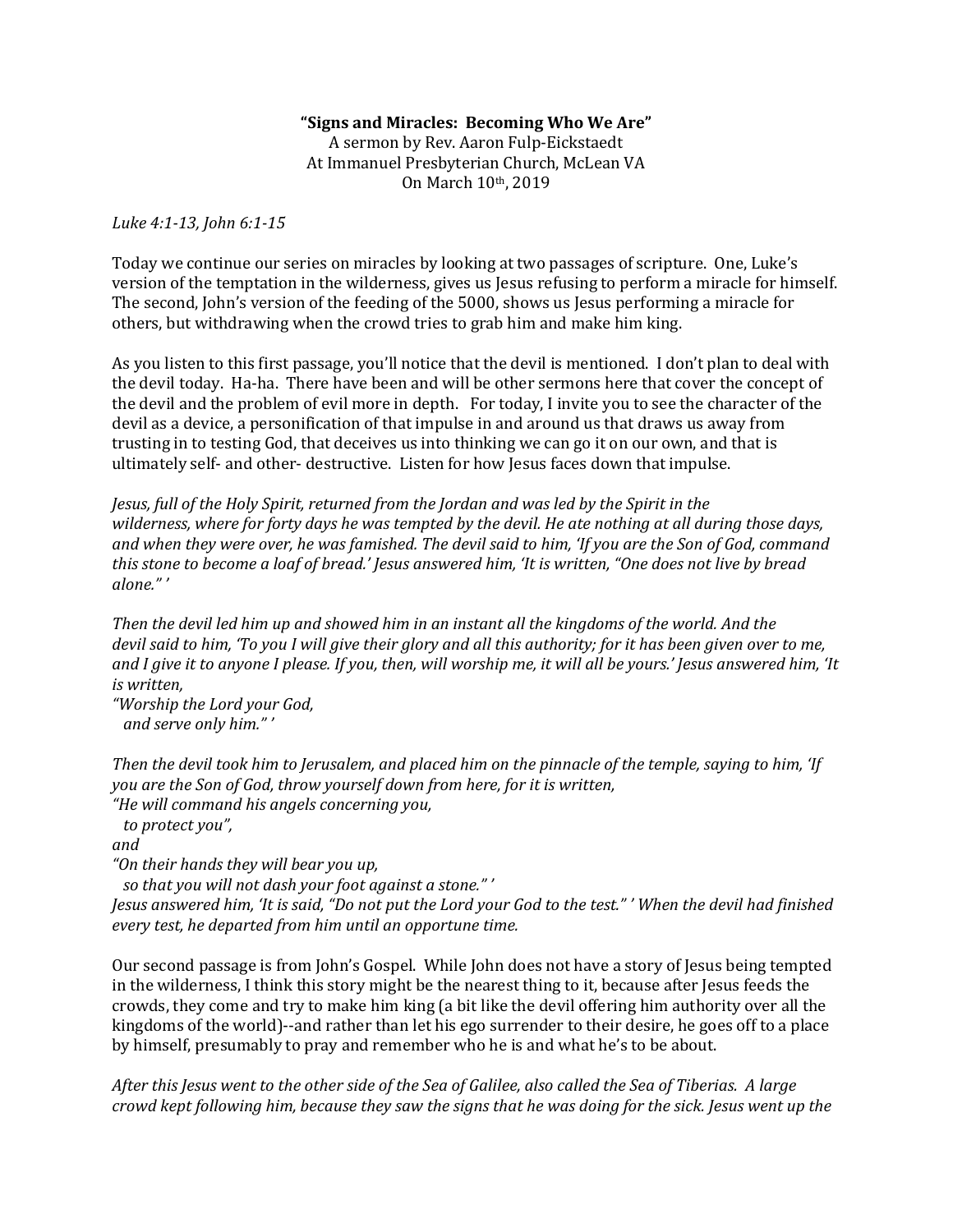**"Signs and Miracles: Becoming Who We Are"**
A sermon by Rev. Aaron Fulp-Eickstaedt
At Immanuel Presbyterian Church, McLean VA
On March 10th, 2019

*Luke 4:1-13, John 6:1-15*

Today we continue our series on miracles by looking at two passages of scripture. One, Luke's version of the temptation in the wilderness, gives us Jesus refusing to perform a miracle for himself. The second, John's version of the feeding of the 5000, shows us Jesus performing a miracle for others, but withdrawing when the crowd tries to grab him and make him king.

As you listen to this first passage, you'll notice that the devil is mentioned. I don't plan to deal with the devil today. Ha-ha. There have been and will be other sermons here that cover the concept of the devil and the problem of evil more in depth. For today, I invite you to see the character of the devil as a device, a personification of that impulse in and around us that draws us away from trusting in to testing God, that deceives us into thinking we can go it on our own, and that is ultimately self- and other- destructive. Listen for how Jesus faces down that impulse.

*Jesus, full of the Holy Spirit, returned from the Jordan and was led by the Spirit in the wilderness, where for forty days he was tempted by the devil. He ate nothing at all during those days, and when they were over, he was famished. The devil said to him, 'If you are the Son of God, command this stone to become a loaf of bread.' Jesus answered him, 'It is written, "One does not live by bread alone." '*

*Then the devil led him up and showed him in an instant all the kingdoms of the world. And the devil said to him, 'To you I will give their glory and all this authority; for it has been given over to me, and I give it to anyone I please. If you, then, will worship me, it will all be yours.' Jesus answered him, 'It is written,*
*"Worship the Lord your God,*
*and serve only him." '*

*Then the devil took him to Jerusalem, and placed him on the pinnacle of the temple, saying to him, 'If you are the Son of God, throw yourself down from here, for it is written,*
*"He will command his angels concerning you,*
*to protect you",*
*and*
*"On their hands they will bear you up,*
*so that you will not dash your foot against a stone." '*
*Jesus answered him, 'It is said, "Do not put the Lord your God to the test." ' When the devil had finished every test, he departed from him until an opportune time.*

Our second passage is from John's Gospel. While John does not have a story of Jesus being tempted in the wilderness, I think this story might be the nearest thing to it, because after Jesus feeds the crowds, they come and try to make him king (a bit like the devil offering him authority over all the kingdoms of the world)--and rather than let his ego surrender to their desire, he goes off to a place by himself, presumably to pray and remember who he is and what he's to be about.

*After this Jesus went to the other side of the Sea of Galilee, also called the Sea of Tiberias. A large crowd kept following him, because they saw the signs that he was doing for the sick. Jesus went up the*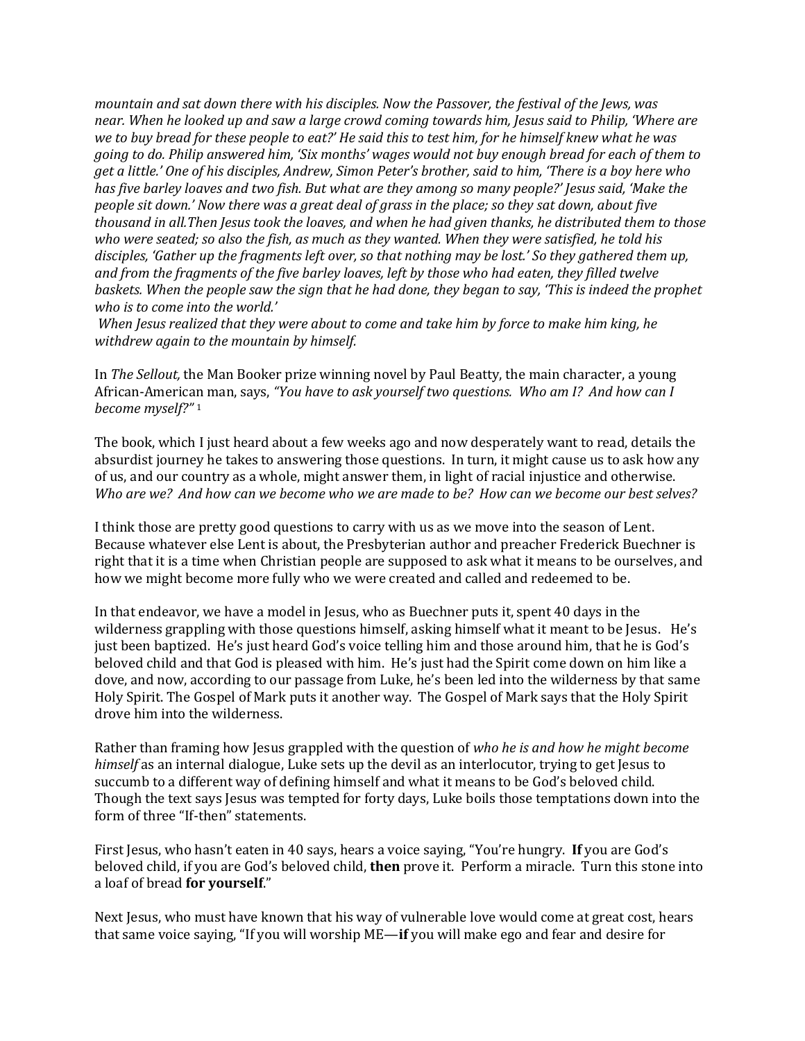*mountain and sat down there with his disciples. Now the Passover, the festival of the Jews, was near. When he looked up and saw a large crowd coming towards him, Jesus said to Philip, 'Where are we to buy bread for these people to eat?' He said this to test him, for he himself knew what he was going to do. Philip answered him, 'Six months' wages would not buy enough bread for each of them to get a little.' One of his disciples, Andrew, Simon Peter's brother, said to him, 'There is a boy here who has five barley loaves and two fish. But what are they among so many people?' Jesus said, 'Make the people sit down.' Now there was a great deal of grass in the place; so they sat down, about five thousand in all.Then Jesus took the loaves, and when he had given thanks, he distributed them to those who were seated; so also the fish, as much as they wanted. When they were satisfied, he told his disciples, 'Gather up the fragments left over, so that nothing may be lost.' So they gathered them up, and from the fragments of the five barley loaves, left by those who had eaten, they filled twelve baskets. When the people saw the sign that he had done, they began to say, 'This is indeed the prophet who is to come into the world.'*

*When Jesus realized that they were about to come and take him by force to make him king, he withdrew again to the mountain by himself.*

In *The Sellout,* the Man Booker prize winning novel by Paul Beatty, the main character, a young African-American man, says, *"You have to ask yourself two questions. Who am I? And how can I become myself?"* [1]

The book, which I just heard about a few weeks ago and now desperately want to read, details the absurdist journey he takes to answering those questions. In turn, it might cause us to ask how any of us, and our country as a whole, might answer them, in light of racial injustice and otherwise. *Who are we? And how can we become who we are made to be? How can we become our best selves?*

I think those are pretty good questions to carry with us as we move into the season of Lent. Because whatever else Lent is about, the Presbyterian author and preacher Frederick Buechner is right that it is a time when Christian people are supposed to ask what it means to be ourselves, and how we might become more fully who we were created and called and redeemed to be.

In that endeavor, we have a model in Jesus, who as Buechner puts it, spent 40 days in the wilderness grappling with those questions himself, asking himself what it meant to be Jesus. He's just been baptized. He's just heard God's voice telling him and those around him, that he is God's beloved child and that God is pleased with him. He's just had the Spirit come down on him like a dove, and now, according to our passage from Luke, he's been led into the wilderness by that same Holy Spirit. The Gospel of Mark puts it another way. The Gospel of Mark says that the Holy Spirit drove him into the wilderness.

Rather than framing how Jesus grappled with the question of *who he is and how he might become himself* as an internal dialogue, Luke sets up the devil as an interlocutor, trying to get Jesus to succumb to a different way of defining himself and what it means to be God's beloved child. Though the text says Jesus was tempted for forty days, Luke boils those temptations down into the form of three "If-then" statements.

First Jesus, who hasn't eaten in 40 says, hears a voice saying, "You're hungry. **If** you are God's beloved child, if you are God's beloved child, **then** prove it. Perform a miracle. Turn this stone into a loaf of bread **for yourself**."

Next Jesus, who must have known that his way of vulnerable love would come at great cost, hears that same voice saying, "If you will worship ME—**if** you will make ego and fear and desire for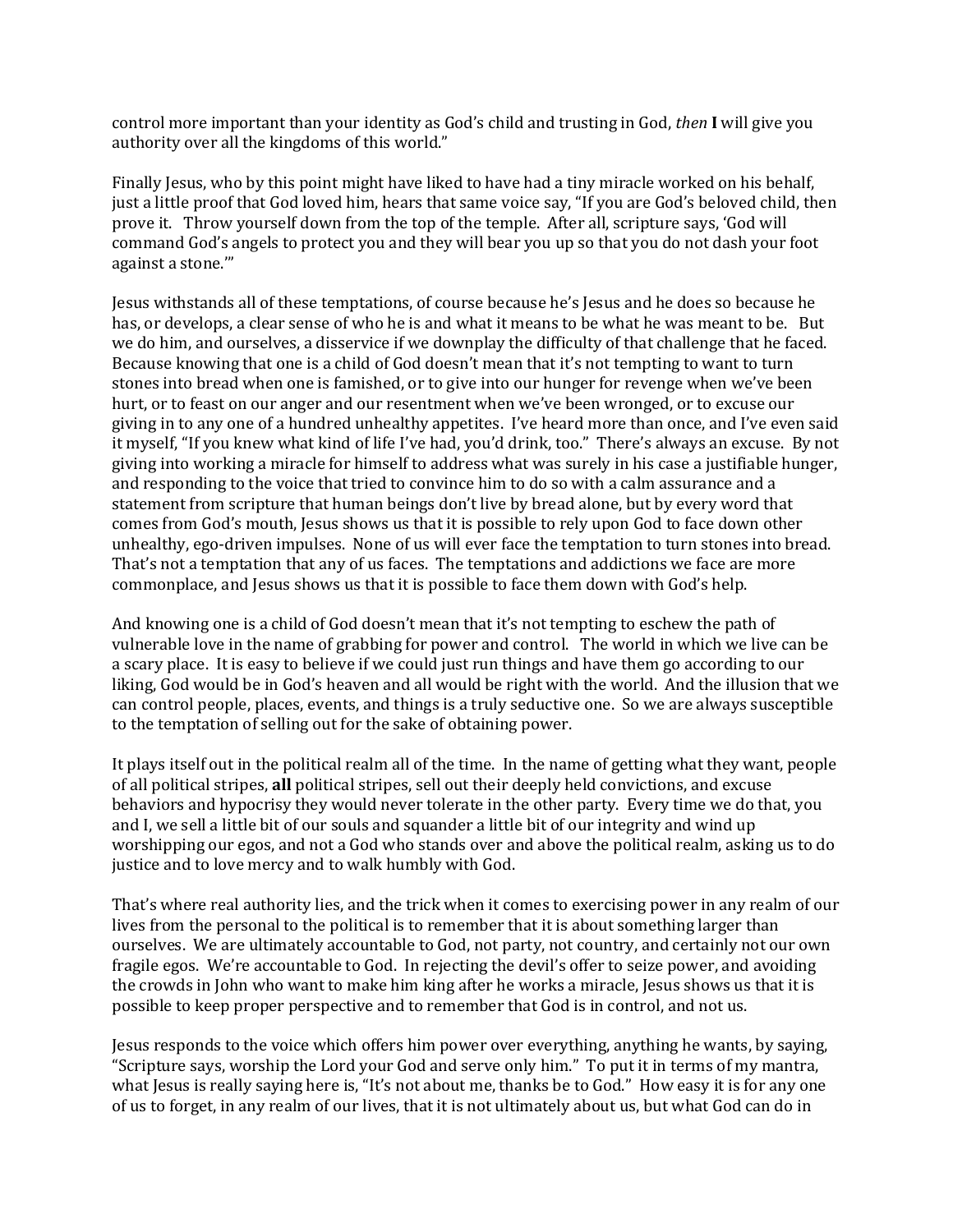control more important than your identity as God's child and trusting in God, *then* **I** will give you authority over all the kingdoms of this world."

Finally Jesus, who by this point might have liked to have had a tiny miracle worked on his behalf, just a little proof that God loved him, hears that same voice say, "If you are God's beloved child, then prove it. Throw yourself down from the top of the temple. After all, scripture says, 'God will command God's angels to protect you and they will bear you up so that you do not dash your foot against a stone.'"

Jesus withstands all of these temptations, of course because he's Jesus and he does so because he has, or develops, a clear sense of who he is and what it means to be what he was meant to be. But we do him, and ourselves, a disservice if we downplay the difficulty of that challenge that he faced. Because knowing that one is a child of God doesn't mean that it's not tempting to want to turn stones into bread when one is famished, or to give into our hunger for revenge when we've been hurt, or to feast on our anger and our resentment when we've been wronged, or to excuse our giving in to any one of a hundred unhealthy appetites. I've heard more than once, and I've even said it myself, "If you knew what kind of life I've had, you'd drink, too." There's always an excuse. By not giving into working a miracle for himself to address what was surely in his case a justifiable hunger, and responding to the voice that tried to convince him to do so with a calm assurance and a statement from scripture that human beings don't live by bread alone, but by every word that comes from God's mouth, Jesus shows us that it is possible to rely upon God to face down other unhealthy, ego-driven impulses. None of us will ever face the temptation to turn stones into bread. That's not a temptation that any of us faces. The temptations and addictions we face are more commonplace, and Jesus shows us that it is possible to face them down with God's help.

And knowing one is a child of God doesn't mean that it's not tempting to eschew the path of vulnerable love in the name of grabbing for power and control. The world in which we live can be a scary place. It is easy to believe if we could just run things and have them go according to our liking, God would be in God's heaven and all would be right with the world. And the illusion that we can control people, places, events, and things is a truly seductive one. So we are always susceptible to the temptation of selling out for the sake of obtaining power.

It plays itself out in the political realm all of the time. In the name of getting what they want, people of all political stripes, **all** political stripes, sell out their deeply held convictions, and excuse behaviors and hypocrisy they would never tolerate in the other party. Every time we do that, you and I, we sell a little bit of our souls and squander a little bit of our integrity and wind up worshipping our egos, and not a God who stands over and above the political realm, asking us to do justice and to love mercy and to walk humbly with God.

That's where real authority lies, and the trick when it comes to exercising power in any realm of our lives from the personal to the political is to remember that it is about something larger than ourselves. We are ultimately accountable to God, not party, not country, and certainly not our own fragile egos. We're accountable to God. In rejecting the devil's offer to seize power, and avoiding the crowds in John who want to make him king after he works a miracle, Jesus shows us that it is possible to keep proper perspective and to remember that God is in control, and not us.

Jesus responds to the voice which offers him power over everything, anything he wants, by saying, "Scripture says, worship the Lord your God and serve only him." To put it in terms of my mantra, what Jesus is really saying here is, "It's not about me, thanks be to God." How easy it is for any one of us to forget, in any realm of our lives, that it is not ultimately about us, but what God can do in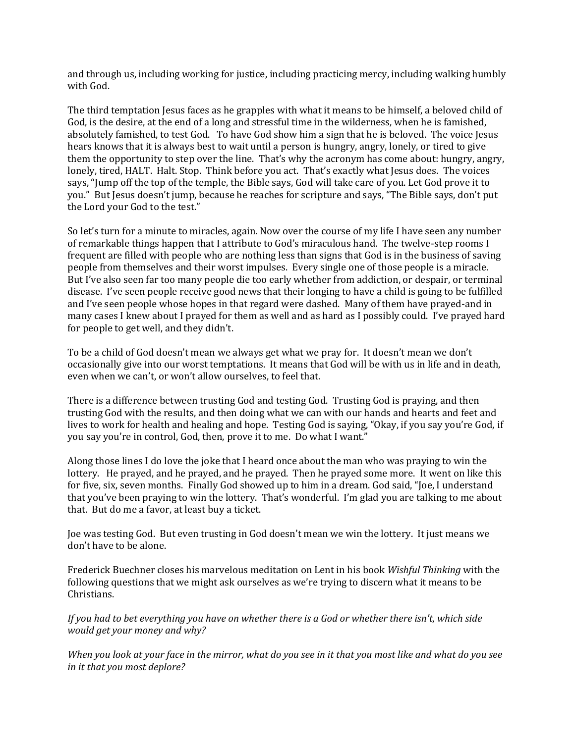and through us, including working for justice, including practicing mercy, including walking humbly with God.

The third temptation Jesus faces as he grapples with what it means to be himself, a beloved child of God, is the desire, at the end of a long and stressful time in the wilderness, when he is famished, absolutely famished, to test God. To have God show him a sign that he is beloved. The voice Jesus hears knows that it is always best to wait until a person is hungry, angry, lonely, or tired to give them the opportunity to step over the line. That's why the acronym has come about: hungry, angry, lonely, tired, HALT. Halt. Stop. Think before you act. That's exactly what Jesus does. The voices says, "Jump off the top of the temple, the Bible says, God will take care of you. Let God prove it to you." But Jesus doesn't jump, because he reaches for scripture and says, "The Bible says, don't put the Lord your God to the test."

So let's turn for a minute to miracles, again. Now over the course of my life I have seen any number of remarkable things happen that I attribute to God's miraculous hand. The twelve-step rooms I frequent are filled with people who are nothing less than signs that God is in the business of saving people from themselves and their worst impulses. Every single one of those people is a miracle. But I've also seen far too many people die too early whether from addiction, or despair, or terminal disease. I've seen people receive good news that their longing to have a child is going to be fulfilled and I've seen people whose hopes in that regard were dashed. Many of them have prayed-and in many cases I knew about I prayed for them as well and as hard as I possibly could. I've prayed hard for people to get well, and they didn't.

To be a child of God doesn't mean we always get what we pray for. It doesn't mean we don't occasionally give into our worst temptations. It means that God will be with us in life and in death, even when we can't, or won't allow ourselves, to feel that.

There is a difference between trusting God and testing God. Trusting God is praying, and then trusting God with the results, and then doing what we can with our hands and hearts and feet and lives to work for health and healing and hope. Testing God is saying, "Okay, if you say you're God, if you say you're in control, God, then, prove it to me. Do what I want."

Along those lines I do love the joke that I heard once about the man who was praying to win the lottery. He prayed, and he prayed, and he prayed. Then he prayed some more. It went on like this for five, six, seven months. Finally God showed up to him in a dream. God said, "Joe, I understand that you've been praying to win the lottery. That's wonderful. I'm glad you are talking to me about that. But do me a favor, at least buy a ticket.

Joe was testing God. But even trusting in God doesn't mean we win the lottery. It just means we don't have to be alone.

Frederick Buechner closes his marvelous meditation on Lent in his book *Wishful Thinking* with the following questions that we might ask ourselves as we're trying to discern what it means to be Christians.

*If you had to bet everything you have on whether there is a God or whether there isn't, which side would get your money and why?*

*When you look at your face in the mirror, what do you see in it that you most like and what do you see in it that you most deplore?*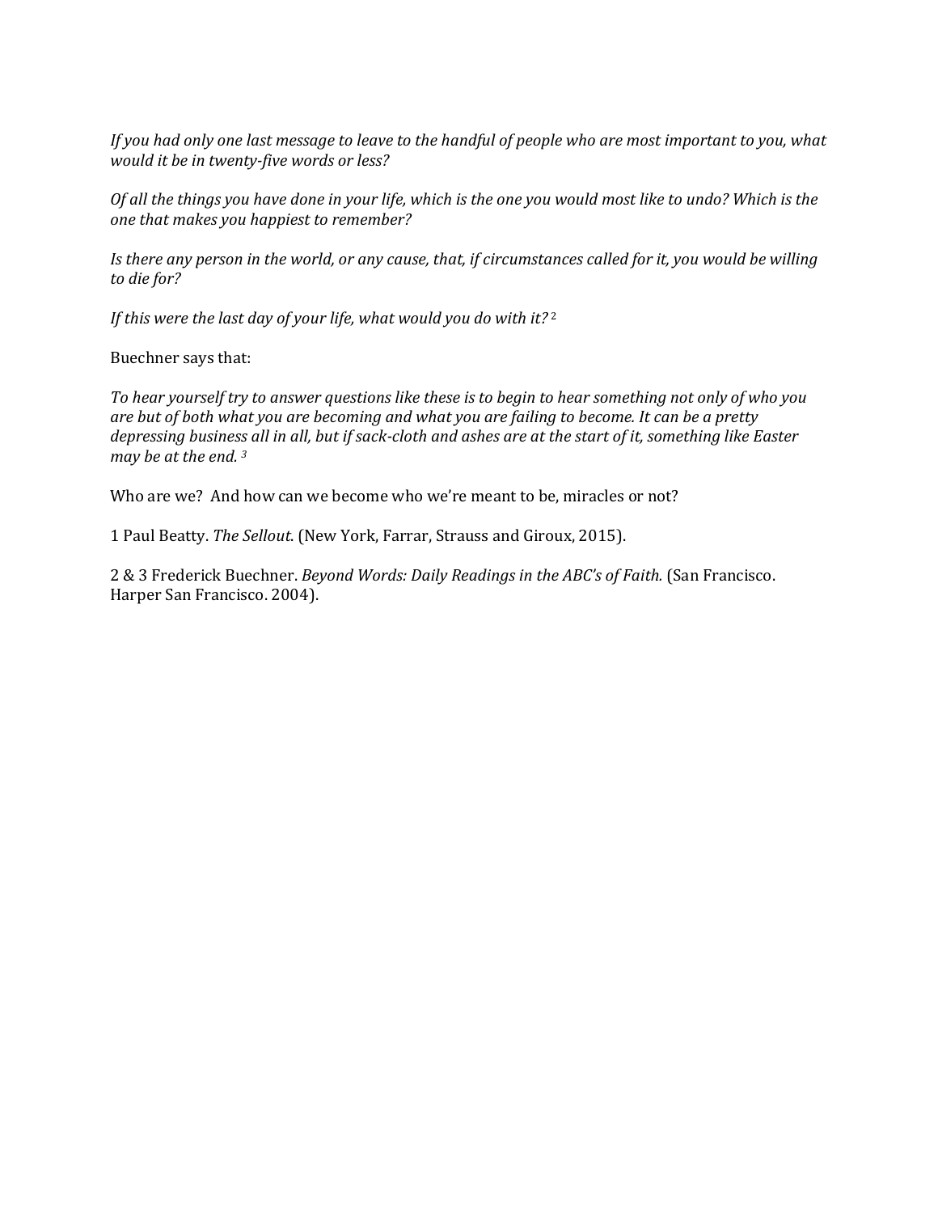*If you had only one last message to leave to the handful of people who are most important to you, what would it be in twenty-five words or less?*

*Of all the things you have done in your life, which is the one you would most like to undo? Which is the one that makes you happiest to remember?*

*Is there any person in the world, or any cause, that, if circumstances called for it, you would be willing to die for?*

*If this were the last day of your life, what would you do with it?* [2]

Buechner says that:

*To hear yourself try to answer questions like these is to begin to hear something not only of who you are but of both what you are becoming and what you are failing to become. It can be a pretty depressing business all in all, but if sack-cloth and ashes are at the start of it, something like Easter may be at the end.* [3]

Who are we? And how can we become who we're meant to be, miracles or not?

1 Paul Beatty. *The Sellout*. (New York, Farrar, Strauss and Giroux, 2015).

2 & 3 Frederick Buechner. *Beyond Words: Daily Readings in the ABC's of Faith.* (San Francisco. Harper San Francisco. 2004).